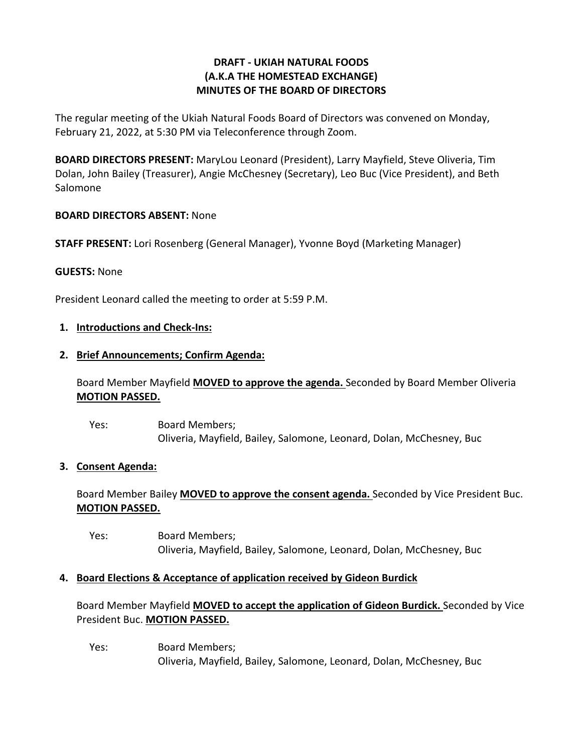**DRAFT - UKIAH NATURAL FOODS**
**(A.K.A THE HOMESTEAD EXCHANGE)**
**MINUTES OF THE BOARD OF DIRECTORS**

The regular meeting of the Ukiah Natural Foods Board of Directors was convened on Monday, February 21, 2022, at 5:30 PM via Teleconference through Zoom.

**BOARD DIRECTORS PRESENT:** MaryLou Leonard (President), Larry Mayfield, Steve Oliveria, Tim Dolan, John Bailey (Treasurer), Angie McChesney (Secretary), Leo Buc (Vice President), and Beth Salomone

**BOARD DIRECTORS ABSENT:** None

**STAFF PRESENT:** Lori Rosenberg (General Manager), Yvonne Boyd (Marketing Manager)

**GUESTS:** None

President Leonard called the meeting to order at 5:59 P.M.

1. **Introductions and Check-Ins:**

2. **Brief Announcements; Confirm Agenda:**

   Board Member Mayfield **MOVED to approve the agenda.** Seconded by Board Member Oliveria **MOTION PASSED.**

   Yes: Board Members;
   Oliveria, Mayfield, Bailey, Salomone, Leonard, Dolan, McChesney, Buc

3. **Consent Agenda:**

   Board Member Bailey **MOVED to approve the consent agenda.** Seconded by Vice President Buc. **MOTION PASSED.**

   Yes: Board Members;
   Oliveria, Mayfield, Bailey, Salomone, Leonard, Dolan, McChesney, Buc

4. **Board Elections & Acceptance of application received by Gideon Burdick**

   Board Member Mayfield **MOVED to accept the application of Gideon Burdick.** Seconded by Vice President Buc. **MOTION PASSED.**

   Yes: Board Members;
   Oliveria, Mayfield, Bailey, Salomone, Leonard, Dolan, McChesney, Buc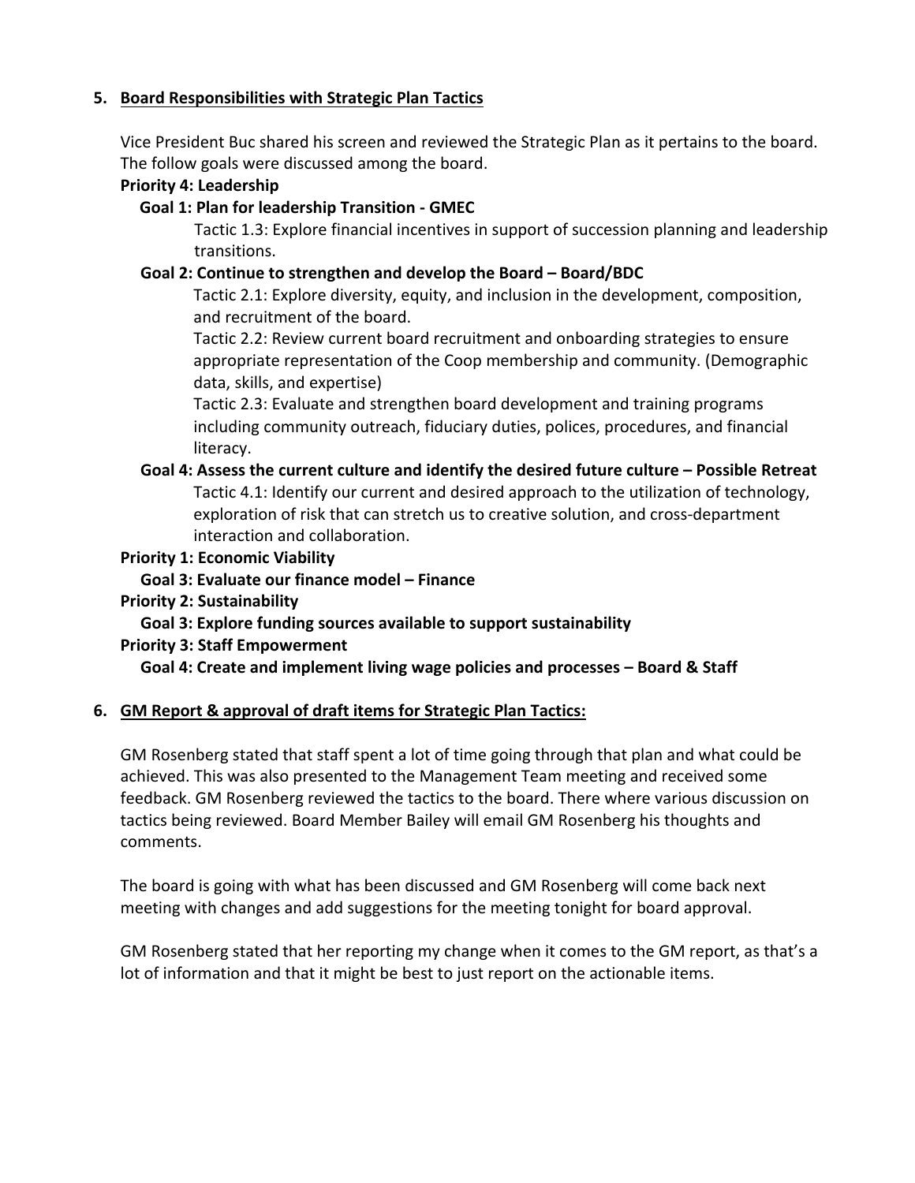## 5. Board Responsibilities with Strategic Plan Tactics

Vice President Buc shared his screen and reviewed the Strategic Plan as it pertains to the board. The follow goals were discussed among the board.

**Priority 4: Leadership**

**Goal 1: Plan for leadership Transition - GMEC**

Tactic 1.3: Explore financial incentives in support of succession planning and leadership transitions.

**Goal 2: Continue to strengthen and develop the Board – Board/BDC**

Tactic 2.1: Explore diversity, equity, and inclusion in the development, composition, and recruitment of the board.

Tactic 2.2: Review current board recruitment and onboarding strategies to ensure appropriate representation of the Coop membership and community. (Demographic data, skills, and expertise)

Tactic 2.3: Evaluate and strengthen board development and training programs including community outreach, fiduciary duties, polices, procedures, and financial literacy.

**Goal 4: Assess the current culture and identify the desired future culture – Possible Retreat**

Tactic 4.1: Identify our current and desired approach to the utilization of technology, exploration of risk that can stretch us to creative solution, and cross-department interaction and collaboration.

**Priority 1: Economic Viability**

**Goal 3: Evaluate our finance model – Finance**

**Priority 2: Sustainability**

**Goal 3: Explore funding sources available to support sustainability**

**Priority 3: Staff Empowerment**

**Goal 4: Create and implement living wage policies and processes – Board & Staff**

## 6. GM Report & approval of draft items for Strategic Plan Tactics:

GM Rosenberg stated that staff spent a lot of time going through that plan and what could be achieved. This was also presented to the Management Team meeting and received some feedback. GM Rosenberg reviewed the tactics to the board. There where various discussion on tactics being reviewed. Board Member Bailey will email GM Rosenberg his thoughts and comments.

The board is going with what has been discussed and GM Rosenberg will come back next meeting with changes and add suggestions for the meeting tonight for board approval.

GM Rosenberg stated that her reporting my change when it comes to the GM report, as that's a lot of information and that it might be best to just report on the actionable items.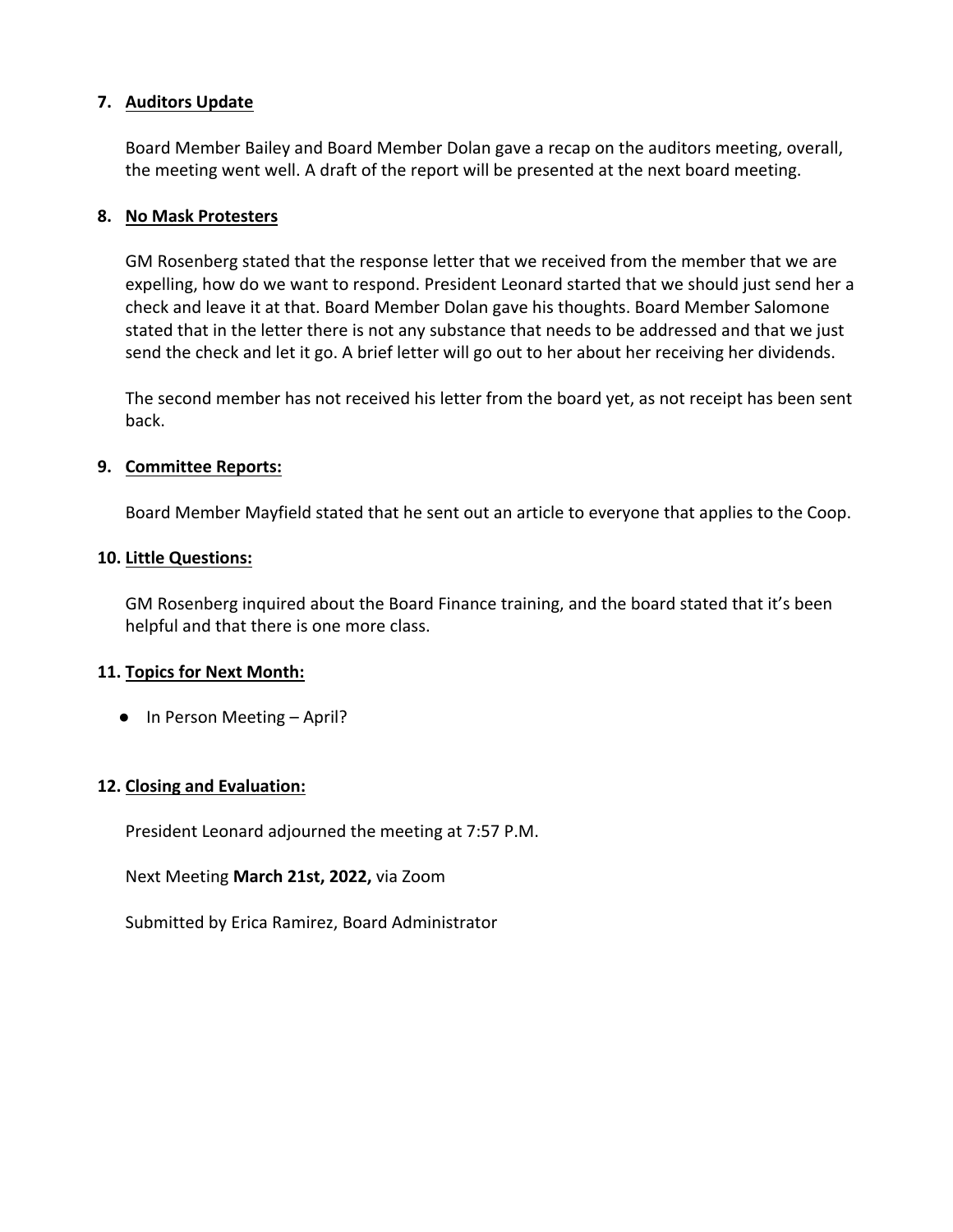## 7. Auditors Update

Board Member Bailey and Board Member Dolan gave a recap on the auditors meeting, overall, the meeting went well. A draft of the report will be presented at the next board meeting.

## 8. No Mask Protesters

GM Rosenberg stated that the response letter that we received from the member that we are expelling, how do we want to respond. President Leonard started that we should just send her a check and leave it at that. Board Member Dolan gave his thoughts. Board Member Salomone stated that in the letter there is not any substance that needs to be addressed and that we just send the check and let it go. A brief letter will go out to her about her receiving her dividends.

The second member has not received his letter from the board yet, as not receipt has been sent back.

## 9. Committee Reports:

Board Member Mayfield stated that he sent out an article to everyone that applies to the Coop.

## 10. Little Questions:

GM Rosenberg inquired about the Board Finance training, and the board stated that it's been helpful and that there is one more class.

## 11. Topics for Next Month:

- In Person Meeting – April?

## 12. Closing and Evaluation:

President Leonard adjourned the meeting at 7:57 P.M.

Next Meeting **March 21st, 2022,** via Zoom

Submitted by Erica Ramirez, Board Administrator